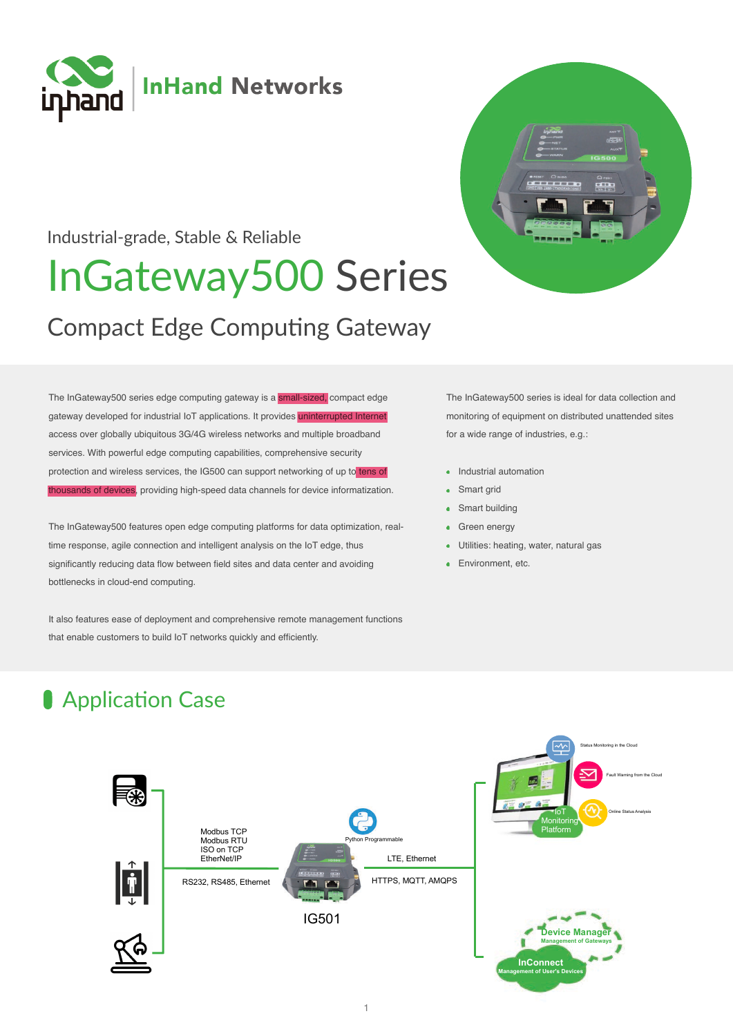InHand Networks

Industrial-grade, Stable & Reliable

# InGateway500 Series

## Compact Edge Computing Gateway

The InGateway500 series edge computing gateway is a small-sized, compact edge gateway developed for industrial IoT applications. It provides uninterrupted Internet access over globally ubiquitous 3G/4G wireless networks and multiple broadband services. With powerful edge computing capabilities, comprehensive security protection and wireless services, the IG500 can support networking of up to tens of thousands of devices, providing high-speed data channels for device informatization.

The InGateway500 features open edge computing platforms for data optimization, real-time response, agile connection and intelligent analysis on the IoT edge, thus significantly reducing data flow between field sites and data center and avoiding bottlenecks in cloud-end computing.

It also features ease of deployment and comprehensive remote management functions that enable customers to build IoT networks quickly and efficiently.

The InGateway500 series is ideal for data collection and monitoring of equipment on distributed unattended sites for a wide range of industries, e.g.:

- Industrial automation
- Smart grid
- Smart building
- Green energy
- Utilities: heating, water, natural gas
- Environment, etc.

## Application Case

Modbus TCP
Modbus RTU
ISO on TCP
EtherNet/IP

RS232, RS485, Ethernet

Python Programmable

IG501

LTE, Ethernet

HTTPS, MQTT, AMQPS

Status Monitoring in the Cloud

Fault Warning from the Cloud

Online Status Analysis

IoT Monitoring Platform

Device Manager
Management of Gateways

InConnect
Management of User's Devices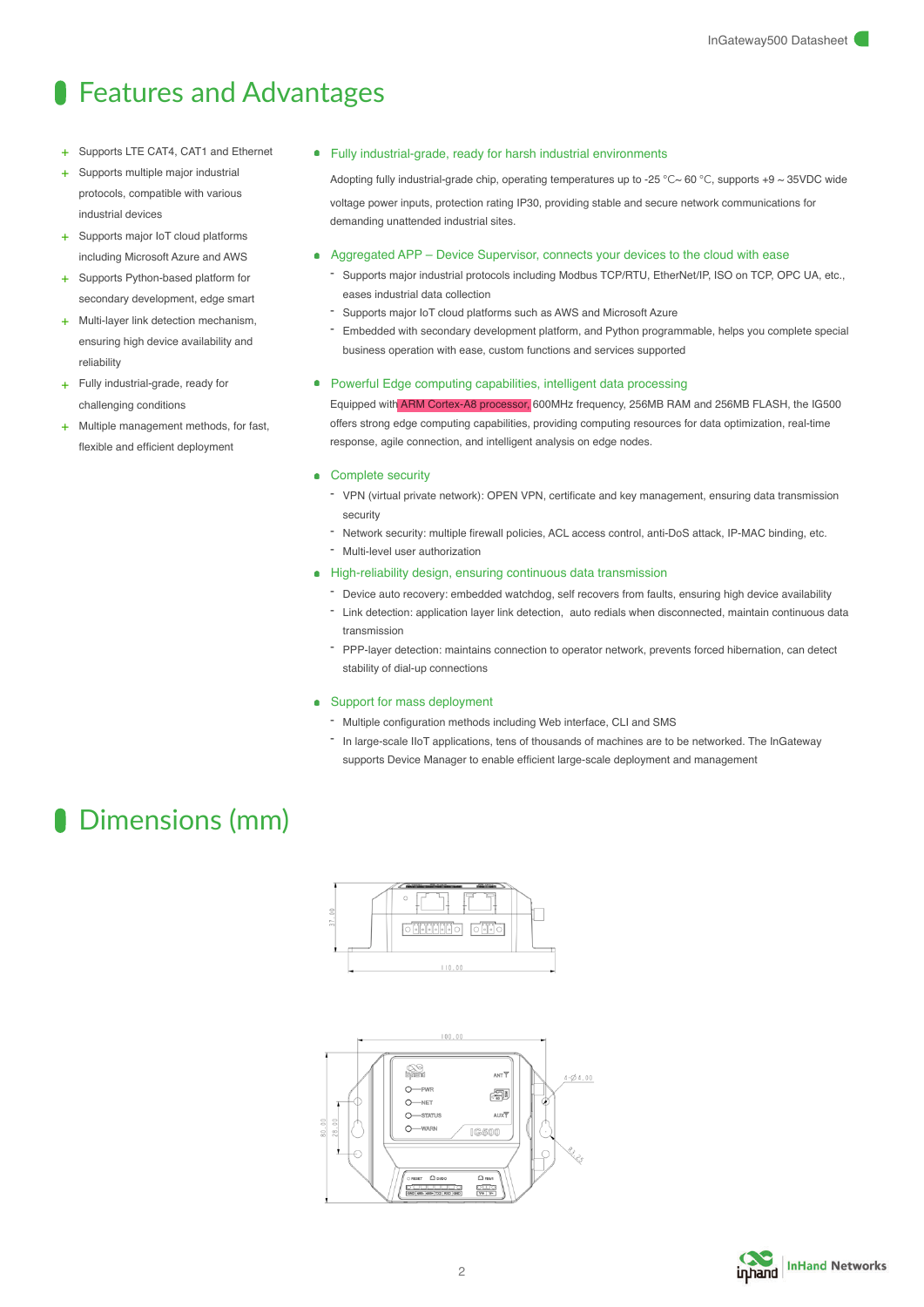# Features and Advantages

- Supports LTE CAT4, CAT1 and Ethernet
- Supports multiple major industrial protocols, compatible with various industrial devices
- Supports major IoT cloud platforms including Microsoft Azure and AWS
- Supports Python-based platform for secondary development, edge smart
- Multi-layer link detection mechanism, ensuring high device availability and reliability
- Fully industrial-grade, ready for challenging conditions
- Multiple management methods, for fast, flexible and efficient deployment

**Fully industrial-grade, ready for harsh industrial environments**

Adopting fully industrial-grade chip, operating temperatures up to -25 ℃~ 60 ℃, supports +9 ~ 35VDC wide voltage power inputs, protection rating IP30, providing stable and secure network communications for demanding unattended industrial sites.

**Aggregated APP – Device Supervisor, connects your devices to the cloud with ease**

- Supports major industrial protocols including Modbus TCP/RTU, EtherNet/IP, ISO on TCP, OPC UA, etc., eases industrial data collection
- Supports major IoT cloud platforms such as AWS and Microsoft Azure
- Embedded with secondary development platform, and Python programmable, helps you complete special business operation with ease, custom functions and services supported

**Powerful Edge computing capabilities, intelligent data processing**

Equipped with ARM Cortex-A8 processor, 600MHz frequency, 256MB RAM and 256MB FLASH, the IG500 offers strong edge computing capabilities, providing computing resources for data optimization, real-time response, agile connection, and intelligent analysis on edge nodes.

**Complete security**

- VPN (virtual private network): OPEN VPN, certificate and key management, ensuring data transmission security
- Network security: multiple firewall policies, ACL access control, anti-DoS attack, IP-MAC binding, etc.
- Multi-level user authorization

**High-reliability design, ensuring continuous data transmission**

- Device auto recovery: embedded watchdog, self recovers from faults, ensuring high device availability
- Link detection: application layer link detection, auto redials when disconnected, maintain continuous data transmission
- PPP-layer detection: maintains connection to operator network, prevents forced hibernation, can detect stability of dial-up connections

**Support for mass deployment**

- Multiple configuration methods including Web interface, CLI and SMS
- In large-scale IIoT applications, tens of thousands of machines are to be networked. The InGateway supports Device Manager to enable efficient large-scale deployment and management

# Dimensions (mm)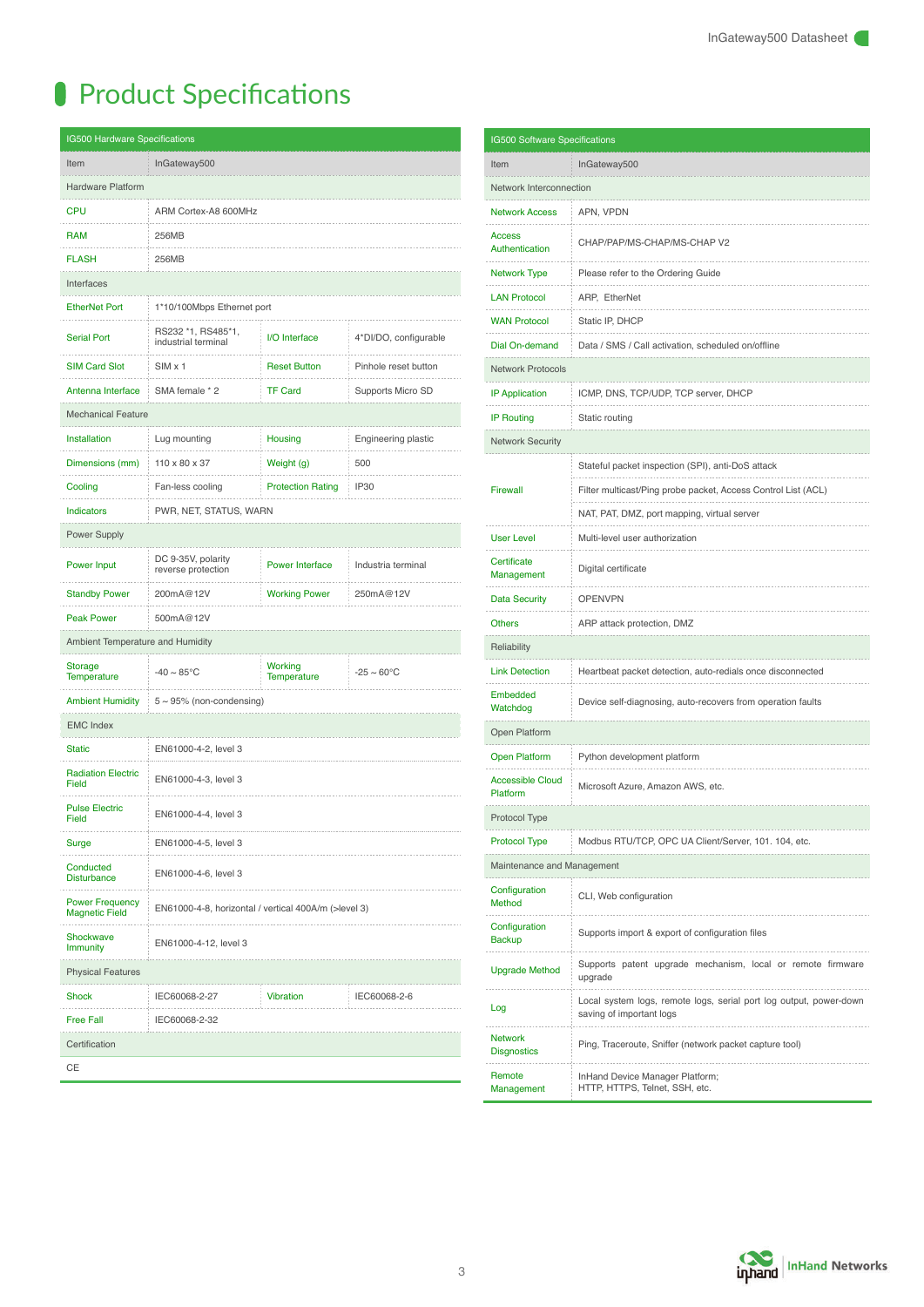# Product Specifications

| IG500 Hardware Specifications | | | |
|---|---|---|---|
| Item | InGateway500 | | |
| Hardware Platform | | | |
| CPU | ARM Cortex-A8 600MHz | | |
| RAM | 256MB | | |
| FLASH | 256MB | | |
| Interfaces | | | |
| EtherNet Port | 1*10/100Mbps Ethernet port | | |
| Serial Port | RS232 *1, RS485*1, industrial terminal | I/O Interface | 4*DI/DO, configurable |
| SIM Card Slot | SIM x 1 | Reset Button | Pinhole reset button |
| Antenna Interface | SMA female * 2 | TF Card | Supports Micro SD |
| Mechanical Feature | | | |
| Installation | Lug mounting | Housing | Engineering plastic |
| Dimensions (mm) | 110 x 80 x 37 | Weight (g) | 500 |
| Cooling | Fan-less cooling | Protection Rating | IP30 |
| Indicators | PWR, NET, STATUS, WARN | | |
| Power Supply | | | |
| Power Input | DC 9-35V, polarity reverse protection | Power Interface | Industria terminal |
| Standby Power | 200mA@12V | Working Power | 250mA@12V |
| Peak Power | 500mA@12V | | |
| Ambient Temperature and Humidity | | | |
| Storage Temperature | -40 ~ 85°C | Working Temperature | -25 ~ 60°C |
| Ambient Humidity | 5 ~ 95% (non-condensing) | | |
| EMC Index | | | |
| Static | EN61000-4-2, level 3 | | |
| Radiation Electric Field | EN61000-4-3, level 3 | | |
| Pulse Electric Field | EN61000-4-4, level 3 | | |
| Surge | EN61000-4-5, level 3 | | |
| Conducted Disturbance | EN61000-4-6, level 3 | | |
| Power Frequency Magnetic Field | EN61000-4-8, horizontal / vertical 400A/m (>level 3) | | |
| Shockwave Immunity | EN61000-4-12, level 3 | | |
| Physical Features | | | |
| Shock | IEC60068-2-27 | Vibration | IEC60068-2-6 |
| Free Fall | IEC60068-2-32 | | |
| Certification | | | |
| CE | | | |

| IG500 Software Specifications | |
|---|---|
| Item | InGateway500 |
| Network Interconnection | |
| Network Access | APN, VPDN |
| Access Authentication | CHAP/PAP/MS-CHAP/MS-CHAP V2 |
| Network Type | Please refer to the Ordering Guide |
| LAN Protocol | ARP, EtherNet |
| WAN Protocol | Static IP, DHCP |
| Dial On-demand | Data / SMS / Call activation, scheduled on/offline |
| Network Protocols | |
| IP Application | ICMP, DNS, TCP/UDP, TCP server, DHCP |
| IP Routing | Static routing |
| Network Security | |
| Firewall | Stateful packet inspection (SPI), anti-DoS attack |
| | Filter multicast/Ping probe packet, Access Control List (ACL) |
| | NAT, PAT, DMZ, port mapping, virtual server |
| User Level | Multi-level user authorization |
| Certificate Management | Digital certificate |
| Data Security | OPENVPN |
| Others | ARP attack protection, DMZ |
| Reliability | |
| Link Detection | Heartbeat packet detection, auto-redials once disconnected |
| Embedded Watchdog | Device self-diagnosing, auto-recovers from operation faults |
| Open Platform | |
| Open Platform | Python development platform |
| Accessible Cloud Platform | Microsoft Azure, Amazon AWS, etc. |
| Protocol Type | |
| Protocol Type | Modbus RTU/TCP, OPC UA Client/Server, 101. 104, etc. |
| Maintenance and Management | |
| Configuration Method | CLI, Web configuration |
| Configuration Backup | Supports import & export of configuration files |
| Upgrade Method | Supports patent upgrade mechanism, local or remote firmware upgrade |
| Log | Local system logs, remote logs, serial port log output, power-down saving of important logs |
| Network Disgnostics | Ping, Traceroute, Sniffer (network packet capture tool) |
| Remote Management | InHand Device Manager Platform; HTTP, HTTPS, Telnet, SSH, etc. |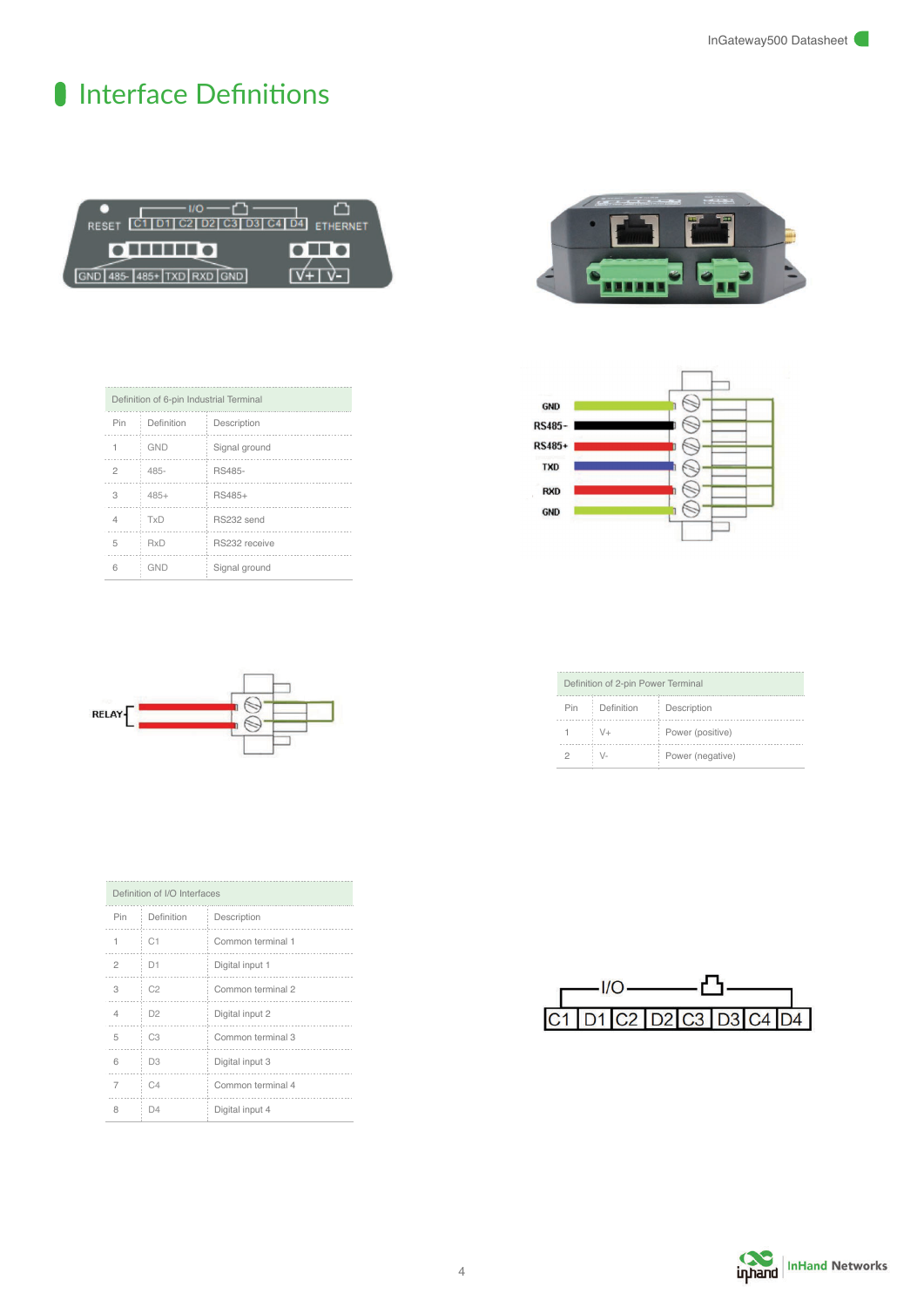# Interface Definitions

| Definition of 6-pin Industrial Terminal | | |
|---|---|---|
| Pin | Definition | Description |
| 1 | GND | Signal ground |
| 2 | 485- | RS485- |
| 3 | 485+ | RS485+ |
| 4 | TxD | RS232 send |
| 5 | RxD | RS232 receive |
| 6 | GND | Signal ground |

| Definition of 2-pin Power Terminal | | |
|---|---|---|
| Pin | Definition | Description |
| 1 | V+ | Power (positive) |
| 2 | V- | Power (negative) |

| Definition of I/O Interfaces | | |
|---|---|---|
| Pin | Definition | Description |
| 1 | C1 | Common terminal 1 |
| 2 | D1 | Digital input 1 |
| 3 | C2 | Common terminal 2 |
| 4 | D2 | Digital input 2 |
| 5 | C3 | Common terminal 3 |
| 6 | D3 | Digital input 3 |
| 7 | C4 | Common terminal 4 |
| 8 | D4 | Digital input 4 |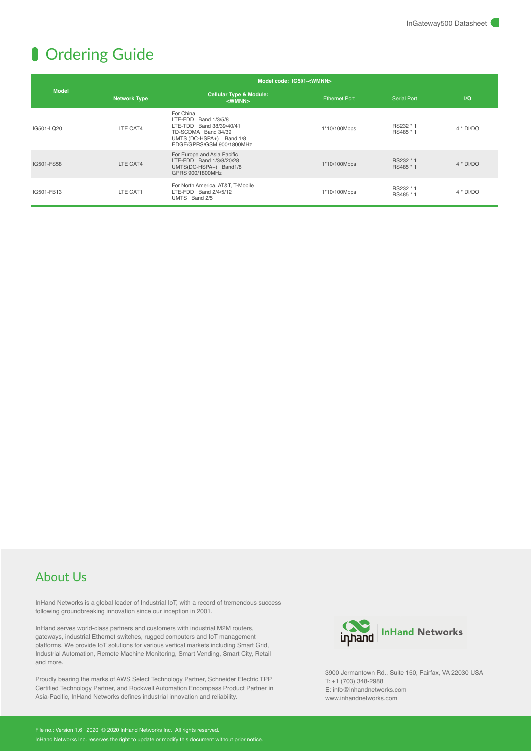# Ordering Guide

| Model | Model code: IG501-<WMNN> | | | | |
|---|---|---|---|---|---|
| | Network Type | Cellular Type & Module: <WMNN> | Ethernet Port | Serial Port | I/O |
| IG501-LQ20 | LTE CAT4 | For China<br>LTE-FDD Band 1/3/5/8<br>LTE-TDD Band 38/39/40/41<br>TD-SCDMA Band 34/39<br>UMTS (DC-HSPA+) Band 1/8<br>EDGE/GPRS/GSM 900/1800MHz | 1*10/100Mbps | RS232 * 1<br>RS485 * 1 | 4 * DI/DO |
| IG501-FS58 | LTE CAT4 | For Europe and Asia Pacific<br>LTE-FDD Band 1/3/8/20/28<br>UMTS(DC-HSPA+) Band1/8<br>GPRS 900/1800MHz | 1*10/100Mbps | RS232 * 1<br>RS485 * 1 | 4 * DI/DO |
| IG501-FB13 | LTE CAT1 | For North America, AT&T, T-Mobile<br>LTE-FDD Band 2/4/5/12<br>UMTS Band 2/5 | 1*10/100Mbps | RS232 * 1<br>RS485 * 1 | 4 * DI/DO |

## About Us

InHand Networks is a global leader of Industrial IoT, with a record of tremendous success following groundbreaking innovation since our inception in 2001.

InHand serves world-class partners and customers with industrial M2M routers, gateways, industrial Ethernet switches, rugged computers and IoT management platforms. We provide IoT solutions for various vertical markets including Smart Grid, Industrial Automation, Remote Machine Monitoring, Smart Vending, Smart City, Retail and more.

Proudly bearing the marks of AWS Select Technology Partner, Schneider Electric TPP Certified Technology Partner, and Rockwell Automation Encompass Product Partner in Asia-Pacific, InHand Networks defines industrial innovation and reliability.

inhand | InHand Networks

3900 Jermantown Rd., Suite 150, Fairfax, VA 22030 USA
T: +1 (703) 348-2988
E: info@inhandnetworks.com
www.inhandnetworks.com

File no.: Version 1.6 2020 © 2020 InHand Networks Inc. All rights reserved.
InHand Networks Inc. reserves the right to update or modify this document without prior notice.